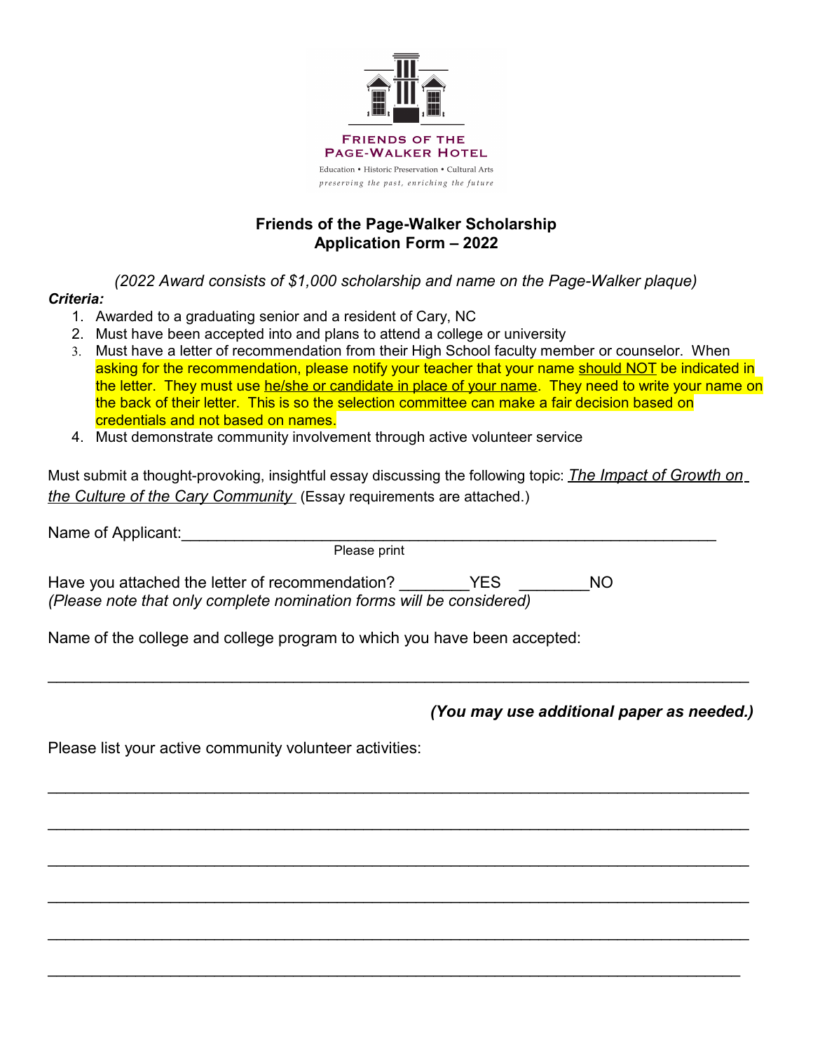FRIENDS OF THE
PAGE-WALKER HOTEL

Education • Historic Preservation • Cultural Arts

*preserving the past, enriching the future*

## Friends of the Page-Walker Scholarship
## Application Form – 2022

*(2022 Award consists of $1,000 scholarship and name on the Page-Walker plaque)*

***Criteria:***

1. Awarded to a graduating senior and a resident of Cary, NC
2. Must have been accepted into and plans to attend a college or university
3. Must have a letter of recommendation from their High School faculty member or counselor. When asking for the recommendation, please notify your teacher that your name <u>should NOT</u> be indicated in the letter. They must use <u>he/she or candidate in place of your name</u>. They need to write your name on the back of their letter. This is so the selection committee can make a fair decision based on credentials and not based on names.
4. Must demonstrate community involvement through active volunteer service

Must submit a thought-provoking, insightful essay discussing the following topic: ***<u>The Impact of Growth on the Culture of the Cary Community</u>*** (Essay requirements are attached.)

Name of Applicant:_______________________________________________________________
Please print

Have you attached the letter of recommendation? ________YES ________NO
*(Please note that only complete nomination forms will be considered)*

Name of the college and college program to which you have been accepted:

_______________________________________________________________________________

***(You may use additional paper as needed.)***

Please list your active community volunteer activities:

_______________________________________________________________________________

_______________________________________________________________________________

_______________________________________________________________________________

_______________________________________________________________________________

_______________________________________________________________________________

_______________________________________________________________________________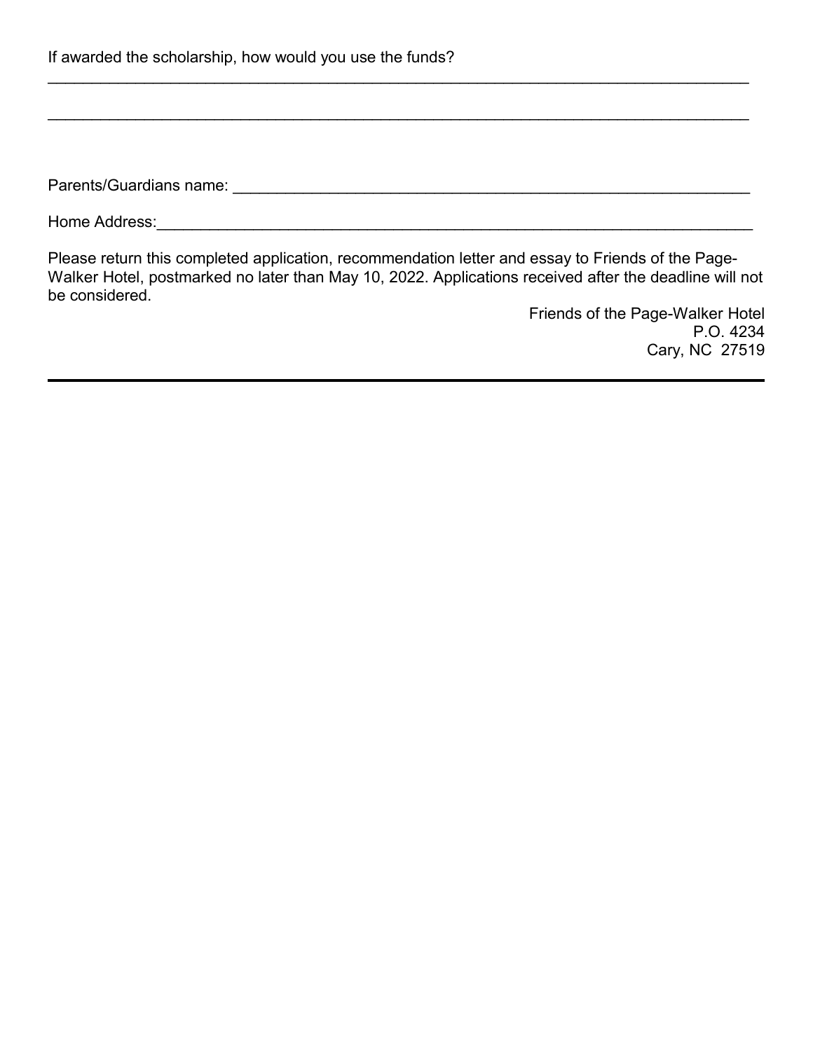If awarded the scholarship, how would you use the funds?

______________________________________________________________________________

______________________________________________________________________________

Parents/Guardians name: ______________________________________________________

Home Address:_______________________________________________________________

Please return this completed application, recommendation letter and essay to Friends of the Page-Walker Hotel, postmarked no later than May 10, 2022. Applications received after the deadline will not be considered.

Friends of the Page-Walker Hotel
P.O. 4234
Cary, NC 27519

---